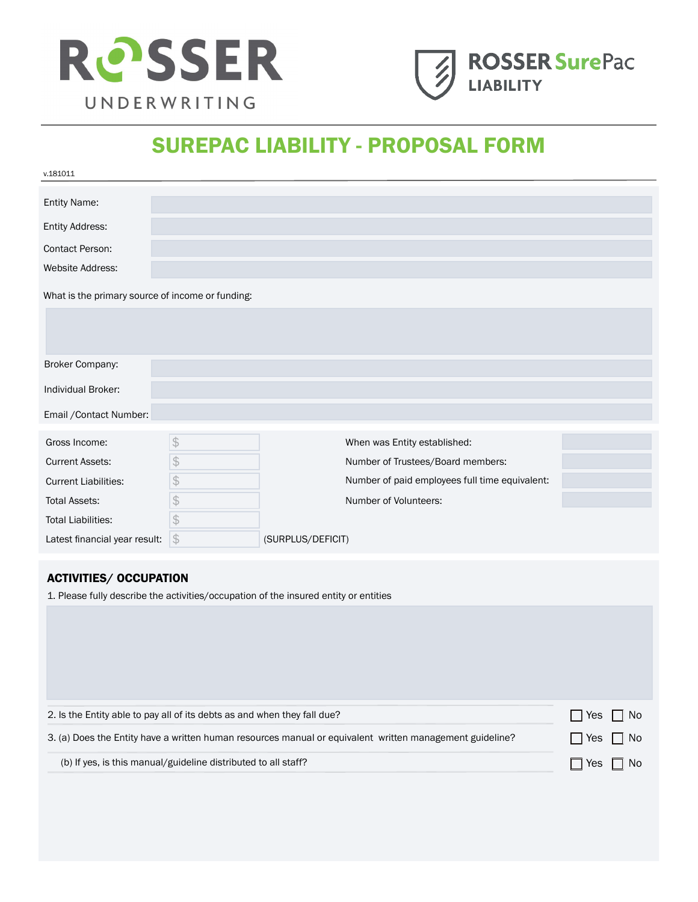ROSSER UNDERWRITING

ROSSER SurePac LIABILITY

# SUREPAC LIABILITY - PROPOSAL FORM

v.181011

Entity Name:

Entity Address:

Contact Person:

Website Address:

What is the primary source of income or funding:

Broker Company:

Individual Broker:

Email /Contact Number:

| | | | |
|---|---|---|---|
| Gross Income: | $ | When was Entity established: | |
| Current Assets: | $ | Number of Trustees/Board members: | |
| Current Liabilities: | $ | Number of paid employees full time equivalent: | |
| Total Assets: | $ | Number of Volunteers: | |
| Total Liabilities: | $ | | |
| Latest financial year result: | $ (SURPLUS/DEFICIT) | | |

## ACTIVITIES/ OCCUPATION

1. Please fully describe the activities/occupation of the insured entity or entities

2. Is the Entity able to pay all of its debts as and when they fall due? ☐ Yes ☐ No

3. (a) Does the Entity have a written human resources manual or equivalent written management guideline? ☐ Yes ☐ No

   (b) If yes, is this manual/guideline distributed to all staff? ☐ Yes ☐ No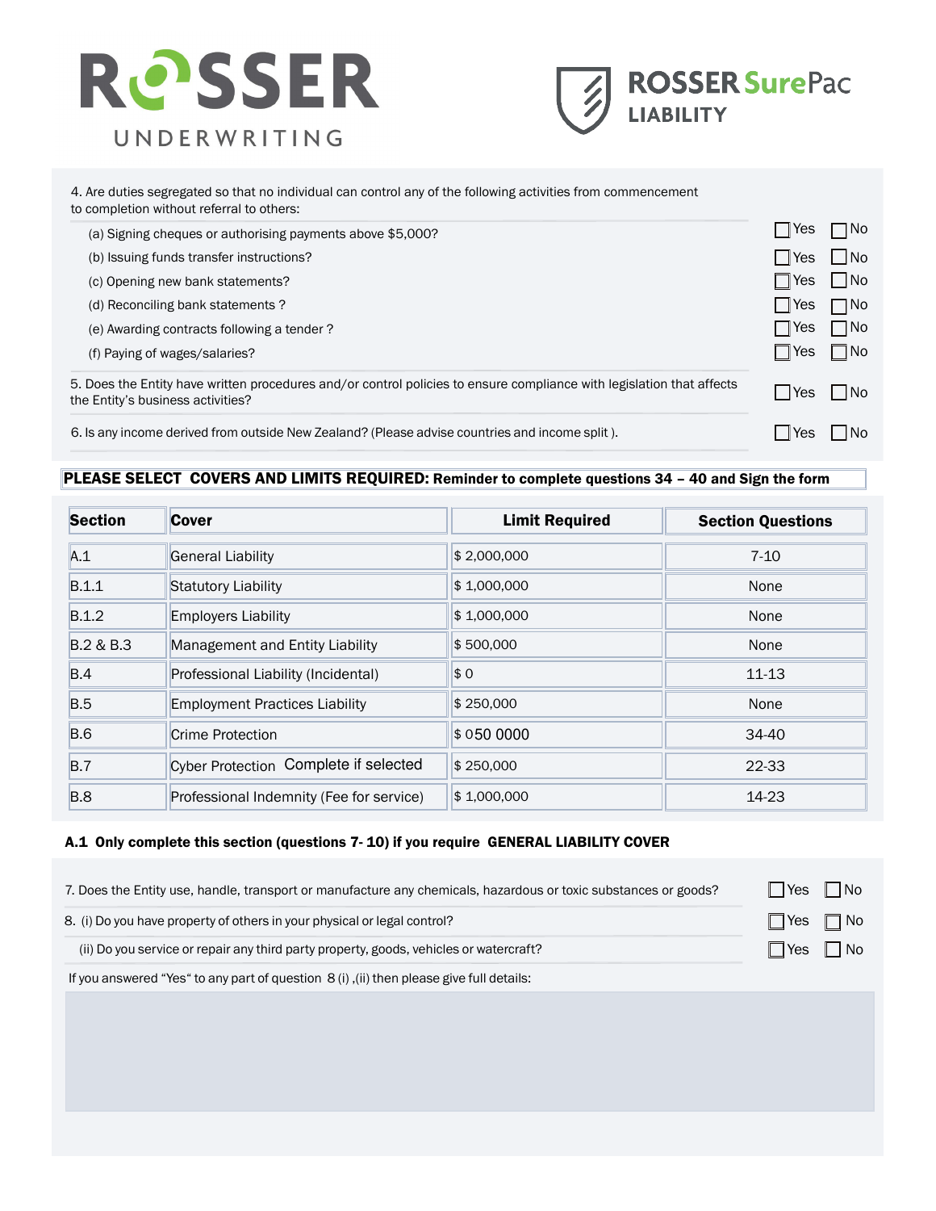4. Are duties segregated so that no individual can control any of the following activities from commencement to completion without referral to others:

| | | |
|---|---|---|
| (a) Signing cheques or authorising payments above $5,000? | ☐ Yes | ☐ No |
| (b) Issuing funds transfer instructions? | ☐ Yes | ☐ No |
| (c) Opening new bank statements? | ☐ Yes | ☐ No |
| (d) Reconciling bank statements ? | ☐ Yes | ☐ No |
| (e) Awarding contracts following a tender ? | ☐ Yes | ☐ No |
| (f) Paying of wages/salaries? | ☐ Yes | ☐ No |

5. Does the Entity have written procedures and/or control policies to ensure compliance with legislation that affects the Entity's business activities? ☐ Yes ☐ No

6. Is any income derived from outside New Zealand? (Please advise countries and income split ). ☐ Yes ☐ No

**PLEASE SELECT COVERS AND LIMITS REQUIRED: Reminder to complete questions 34 – 40 and Sign the form**

| Section | Cover | Limit Required | Section Questions |
|---|---|---|---|
| A.1 | General Liability | $ 2,000,000 | 7-10 |
| B.1.1 | Statutory Liability | $ 1,000,000 | None |
| B.1.2 | Employers Liability | $ 1,000,000 | None |
| B.2 & B.3 | Management and Entity Liability | $ 500,000 | None |
| B.4 | Professional Liability (Incidental) | $ 0 | 11-13 |
| B.5 | Employment Practices Liability | $ 250,000 | None |
| B.6 | Crime Protection | $ 050 0000 | 34-40 |
| B.7 | Cyber Protection Complete if selected | $ 250,000 | 22-33 |
| B.8 | Professional Indemnity (Fee for service) | $ 1,000,000 | 14-23 |

**A.1 Only complete this section (questions 7- 10) if you require GENERAL LIABILITY COVER**

7. Does the Entity use, handle, transport or manufacture any chemicals, hazardous or toxic substances or goods? ☐ Yes ☐ No

8. (i) Do you have property of others in your physical or legal control? ☐ Yes ☐ No

(ii) Do you service or repair any third party property, goods, vehicles or watercraft? ☐ Yes ☐ No

If you answered "Yes" to any part of question 8 (i) ,(ii) then please give full details: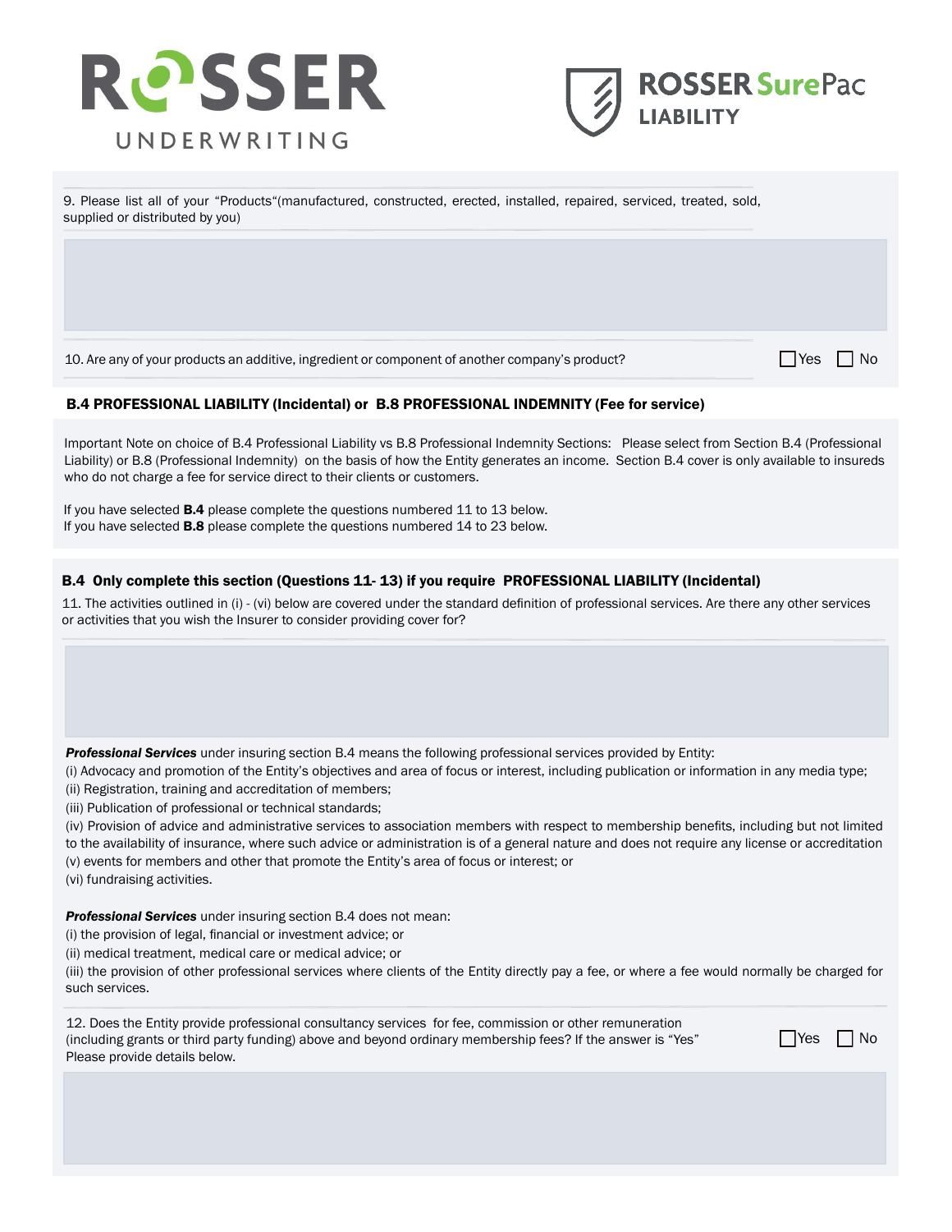9. Please list all of your "Products"(manufactured, constructed, erected, installed, repaired, serviced, treated, sold, supplied or distributed by you)

10. Are any of your products an additive, ingredient or component of another company's product? ☐ Yes ☐ No

## B.4 PROFESSIONAL LIABILITY (Incidental) or B.8 PROFESSIONAL INDEMNITY (Fee for service)

Important Note on choice of B.4 Professional Liability vs B.8 Professional Indemnity Sections: Please select from Section B.4 (Professional Liability) or B.8 (Professional Indemnity) on the basis of how the Entity generates an income. Section B.4 cover is only available to insureds who do not charge a fee for service direct to their clients or customers.

If you have selected **B.4** please complete the questions numbered 11 to 13 below.
If you have selected **B.8** please complete the questions numbered 14 to 23 below.

### B.4 Only complete this section (Questions 11- 13) if you require PROFESSIONAL LIABILITY (Incidental)

11. The activities outlined in (i) - (vi) below are covered under the standard definition of professional services. Are there any other services or activities that you wish the Insurer to consider providing cover for?

***Professional Services*** under insuring section B.4 means the following professional services provided by Entity:
(i) Advocacy and promotion of the Entity's objectives and area of focus or interest, including publication or information in any media type;
(ii) Registration, training and accreditation of members;
(iii) Publication of professional or technical standards;
(iv) Provision of advice and administrative services to association members with respect to membership benefits, including but not limited to the availability of insurance, where such advice or administration is of a general nature and does not require any license or accreditation
(v) events for members and other that promote the Entity's area of focus or interest; or
(vi) fundraising activities.

***Professional Services*** under insuring section B.4 does not mean:
(i) the provision of legal, financial or investment advice; or
(ii) medical treatment, medical care or medical advice; or
(iii) the provision of other professional services where clients of the Entity directly pay a fee, or where a fee would normally be charged for such services.

12. Does the Entity provide professional consultancy services for fee, commission or other remuneration (including grants or third party funding) above and beyond ordinary membership fees? If the answer is "Yes" Please provide details below. ☐ Yes ☐ No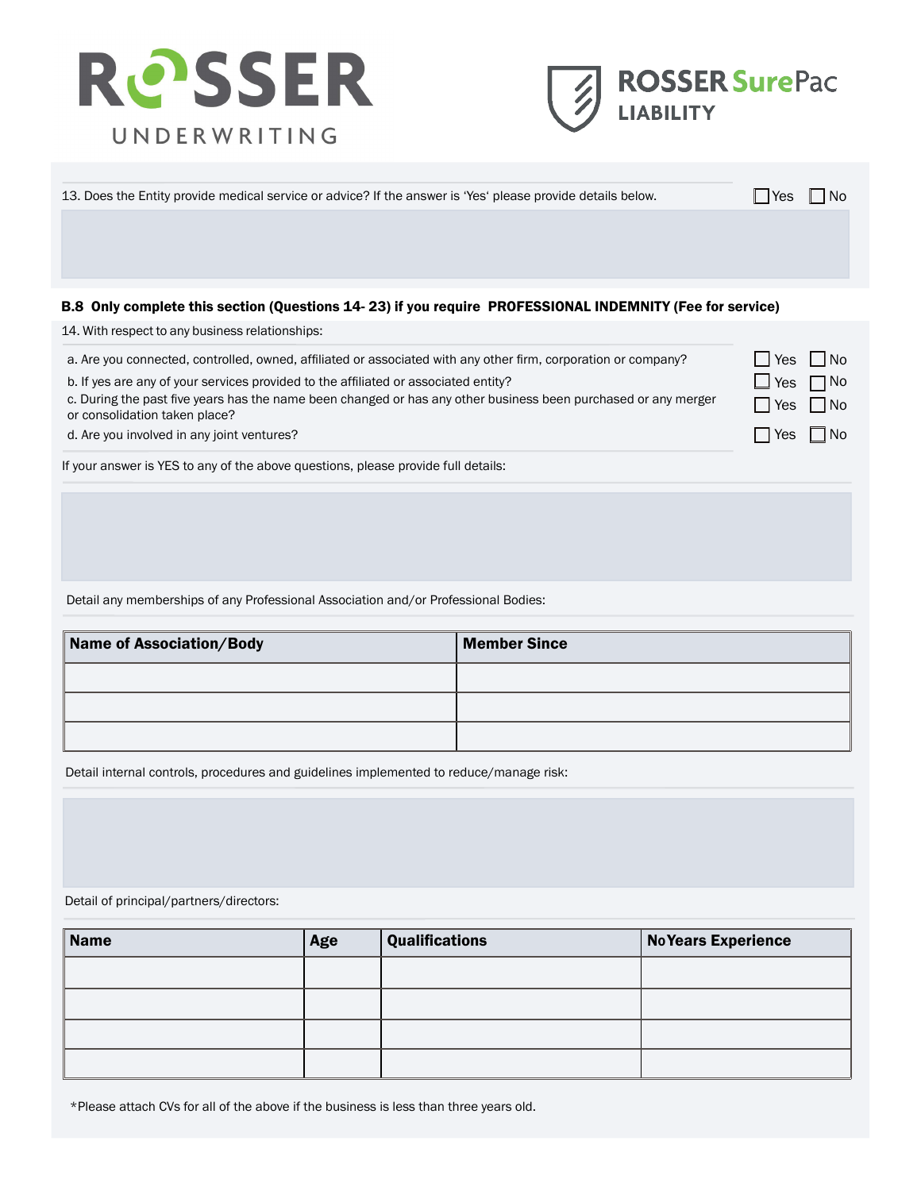13. Does the Entity provide medical service or advice? If the answer is 'Yes' please provide details below. ☐ Yes ☐ No

## B.8 Only complete this section (Questions 14- 23) if you require PROFESSIONAL INDEMNITY (Fee for service)

14. With respect to any business relationships:

a. Are you connected, controlled, owned, affiliated or associated with any other firm, corporation or company? ☐ Yes ☐ No

b. If yes are any of your services provided to the affiliated or associated entity? ☐ Yes ☐ No

c. During the past five years has the name been changed or has any other business been purchased or any merger or consolidation taken place? ☐ Yes ☐ No

d. Are you involved in any joint ventures? ☐ Yes ☐ No

If your answer is YES to any of the above questions, please provide full details:

Detail any memberships of any Professional Association and/or Professional Bodies:

| Name of Association/Body | Member Since |
|---|---|
| | |
| | |
| | |

Detail internal controls, procedures and guidelines implemented to reduce/manage risk:

Detail of principal/partners/directors:

| Name | Age | Qualifications | No Years Experience |
|---|---|---|---|
| | | | |
| | | | |
| | | | |
| | | | |

*Please attach CVs for all of the above if the business is less than three years old.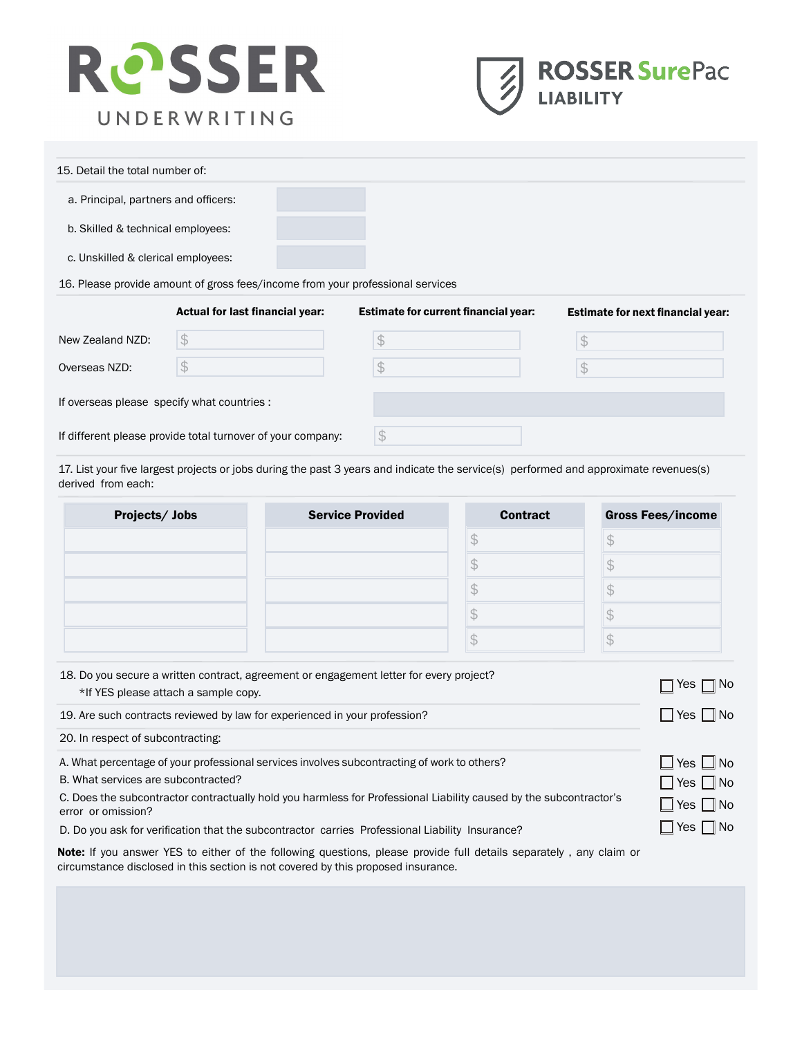ROSSER UNDERWRITING

ROSSER SurePac LIABILITY

15. Detail the total number of:

a. Principal, partners and officers:

b. Skilled & technical employees:

c. Unskilled & clerical employees:

16. Please provide amount of gross fees/income from your professional services

| | Actual for last financial year: | Estimate for current financial year: | Estimate for next financial year: |
|---|---|---|---|
| New Zealand NZD: | $ | $ | $ |
| Overseas NZD: | $ | $ | $ |

If overseas please specify what countries :

If different please provide total turnover of your company: $

17. List your five largest projects or jobs during the past 3 years and indicate the service(s) performed and approximate revenues(s) derived from each:

| Projects/ Jobs | Service Provided | Contract | Gross Fees/income |
|---|---|---|---|
| | | $ | $ |
| | | $ | $ |
| | | $ | $ |
| | | $ | $ |
| | | $ | $ |

18. Do you secure a written contract, agreement or engagement letter for every project? ☐ Yes ☐ No
*If YES please attach a sample copy.

19. Are such contracts reviewed by law for experienced in your profession? ☐ Yes ☐ No

20. In respect of subcontracting:

A. What percentage of your professional services involves subcontracting of work to others? ☐ Yes ☐ No

B. What services are subcontracted? ☐ Yes ☐ No

C. Does the subcontractor contractually hold you harmless for Professional Liability caused by the subcontractor's error or omission? ☐ Yes ☐ No

D. Do you ask for verification that the subcontractor carries Professional Liability Insurance? ☐ Yes ☐ No

**Note:** If you answer YES to either of the following questions, please provide full details separately , any claim or circumstance disclosed in this section is not covered by this proposed insurance.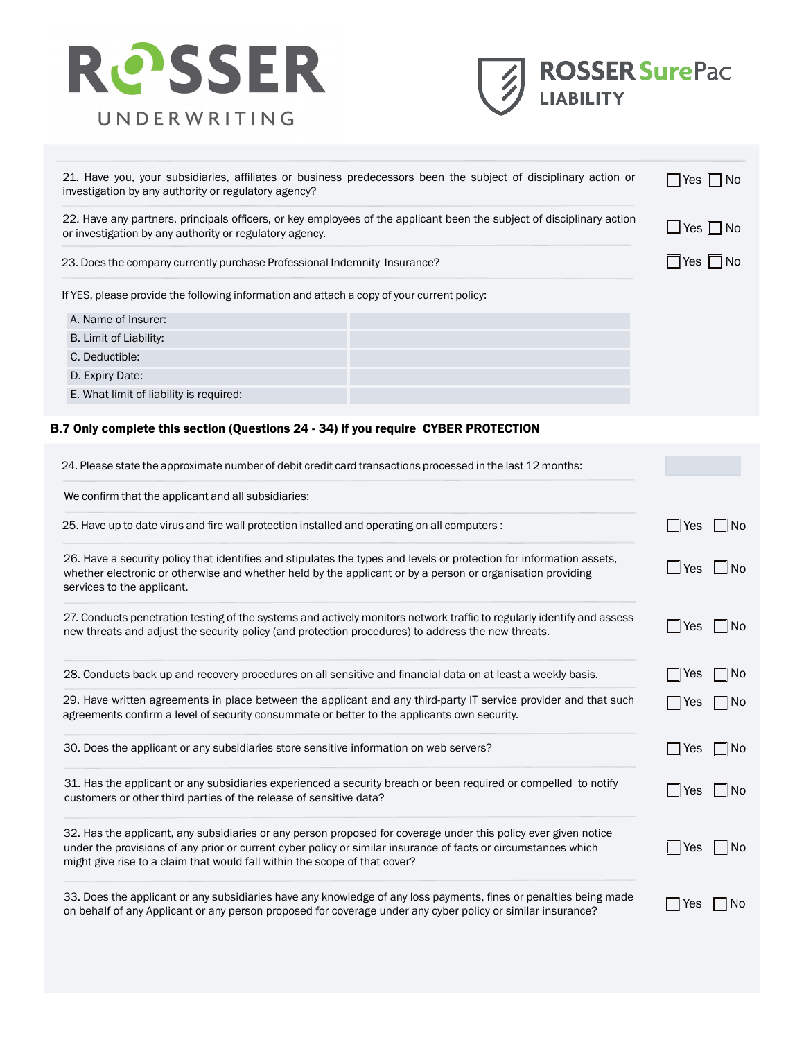21. Have you, your subsidiaries, affiliates or business predecessors been the subject of disciplinary action or investigation by any authority or regulatory agency? ☐ Yes ☐ No

22. Have any partners, principals officers, or key employees of the applicant been the subject of disciplinary action or investigation by any authority or regulatory agency. ☐ Yes ☐ No

23. Does the company currently purchase Professional Indemnity Insurance? ☐ Yes ☐ No

If YES, please provide the following information and attach a copy of your current policy:

| | |
|---|---|
| A. Name of Insurer: | |
| B. Limit of Liability: | |
| C. Deductible: | |
| D. Expiry Date: | |
| E. What limit of liability is required: | |

**B.7 Only complete this section (Questions 24 - 34) if you require CYBER PROTECTION**

24. Please state the approximate number of debit credit card transactions processed in the last 12 months: ____________

We confirm that the applicant and all subsidiaries:

25. Have up to date virus and fire wall protection installed and operating on all computers : ☐ Yes ☐ No

26. Have a security policy that identifies and stipulates the types and levels or protection for information assets, whether electronic or otherwise and whether held by the applicant or by a person or organisation providing services to the applicant. ☐ Yes ☐ No

27. Conducts penetration testing of the systems and actively monitors network traffic to regularly identify and assess new threats and adjust the security policy (and protection procedures) to address the new threats. ☐ Yes ☐ No

28. Conducts back up and recovery procedures on all sensitive and financial data on at least a weekly basis. ☐ Yes ☐ No

29. Have written agreements in place between the applicant and any third-party IT service provider and that such agreements confirm a level of security consummate or better to the applicants own security. ☐ Yes ☐ No

30. Does the applicant or any subsidiaries store sensitive information on web servers? ☐ Yes ☐ No

31. Has the applicant or any subsidiaries experienced a security breach or been required or compelled to notify customers or other third parties of the release of sensitive data? ☐ Yes ☐ No

32. Has the applicant, any subsidiaries or any person proposed for coverage under this policy ever given notice under the provisions of any prior or current cyber policy or similar insurance of facts or circumstances which might give rise to a claim that would fall within the scope of that cover? ☐ Yes ☐ No

33. Does the applicant or any subsidiaries have any knowledge of any loss payments, fines or penalties being made on behalf of any Applicant or any person proposed for coverage under any cyber policy or similar insurance? ☐ Yes ☐ No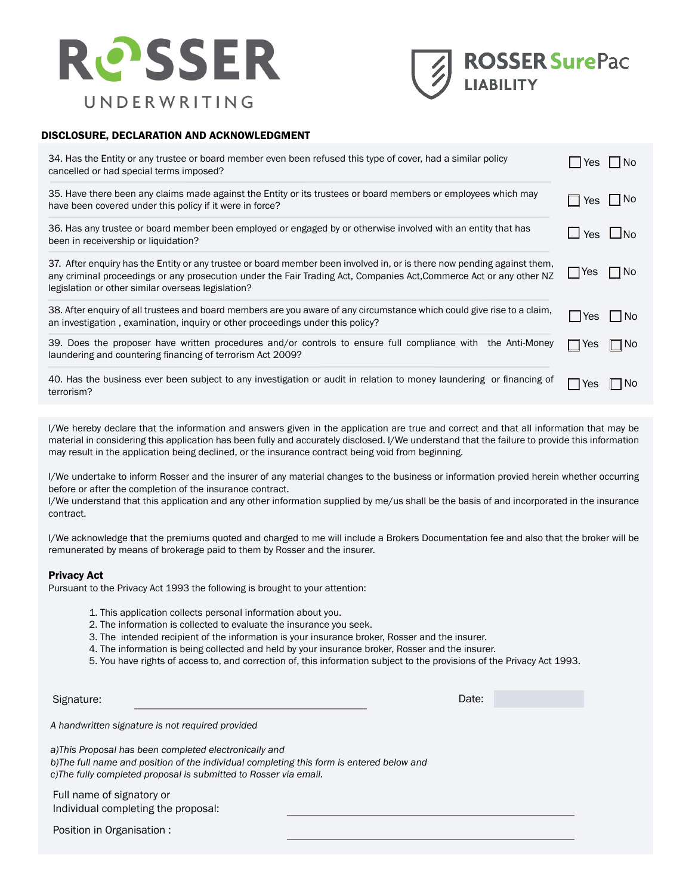ROSSER UNDERWRITING

ROSSER SurePac LIABILITY

## DISCLOSURE, DECLARATION AND ACKNOWLEDGMENT

| | |
|---|---|
| 34. Has the Entity or any trustee or board member even been refused this type of cover, had a similar policy cancelled or had special terms imposed? | ☐ Yes ☐ No |
| 35. Have there been any claims made against the Entity or its trustees or board members or employees which may have been covered under this policy if it were in force? | ☐ Yes ☐ No |
| 36. Has any trustee or board member been employed or engaged by or otherwise involved with an entity that has been in receivership or liquidation? | ☐ Yes ☐ No |
| 37. After enquiry has the Entity or any trustee or board member been involved in, or is there now pending against them, any criminal proceedings or any prosecution under the Fair Trading Act, Companies Act,Commerce Act or any other NZ legislation or other similar overseas legislation? | ☐ Yes ☐ No |
| 38. After enquiry of all trustees and board members are you aware of any circumstance which could give rise to a claim, an investigation , examination, inquiry or other proceedings under this policy? | ☐ Yes ☐ No |
| 39. Does the proposer have written procedures and/or controls to ensure full compliance with the Anti-Money laundering and countering financing of terrorism Act 2009? | ☐ Yes ☐ No |
| 40. Has the business ever been subject to any investigation or audit in relation to money laundering or financing of terrorism? | ☐ Yes ☐ No |

I/We hereby declare that the information and answers given in the application are true and correct and that all information that may be material in considering this application has been fully and accurately disclosed. I/We understand that the failure to provide this information may result in the application being declined, or the insurance contract being void from beginning.

I/We undertake to inform Rosser and the insurer of any material changes to the business or information provied herein whether occurring before or after the completion of the insurance contract.
I/We understand that this application and any other information supplied by me/us shall be the basis of and incorporated in the insurance contract.

I/We acknowledge that the premiums quoted and charged to me will include a Brokers Documentation fee and also that the broker will be remunerated by means of brokerage paid to them by Rosser and the insurer.

**Privacy Act**

Pursuant to the Privacy Act 1993 the following is brought to your attention:

1. This application collects personal information about you.
2. The information is collected to evaluate the insurance you seek.
3. The intended recipient of the information is your insurance broker, Rosser and the insurer.
4. The information is being collected and held by your insurance broker, Rosser and the insurer.
5. You have rights of access to, and correction of, this information subject to the provisions of the Privacy Act 1993.

Signature: ______________________ Date: __________

*A handwritten signature is not required provided*

*a)This Proposal has been completed electronically and*
*b)The full name and position of the individual completing this form is entered below and*
*c)The fully completed proposal is submitted to Rosser via email.*

Full name of signatory or
Individual completing the proposal: ______________________

Position in Organisation : ______________________